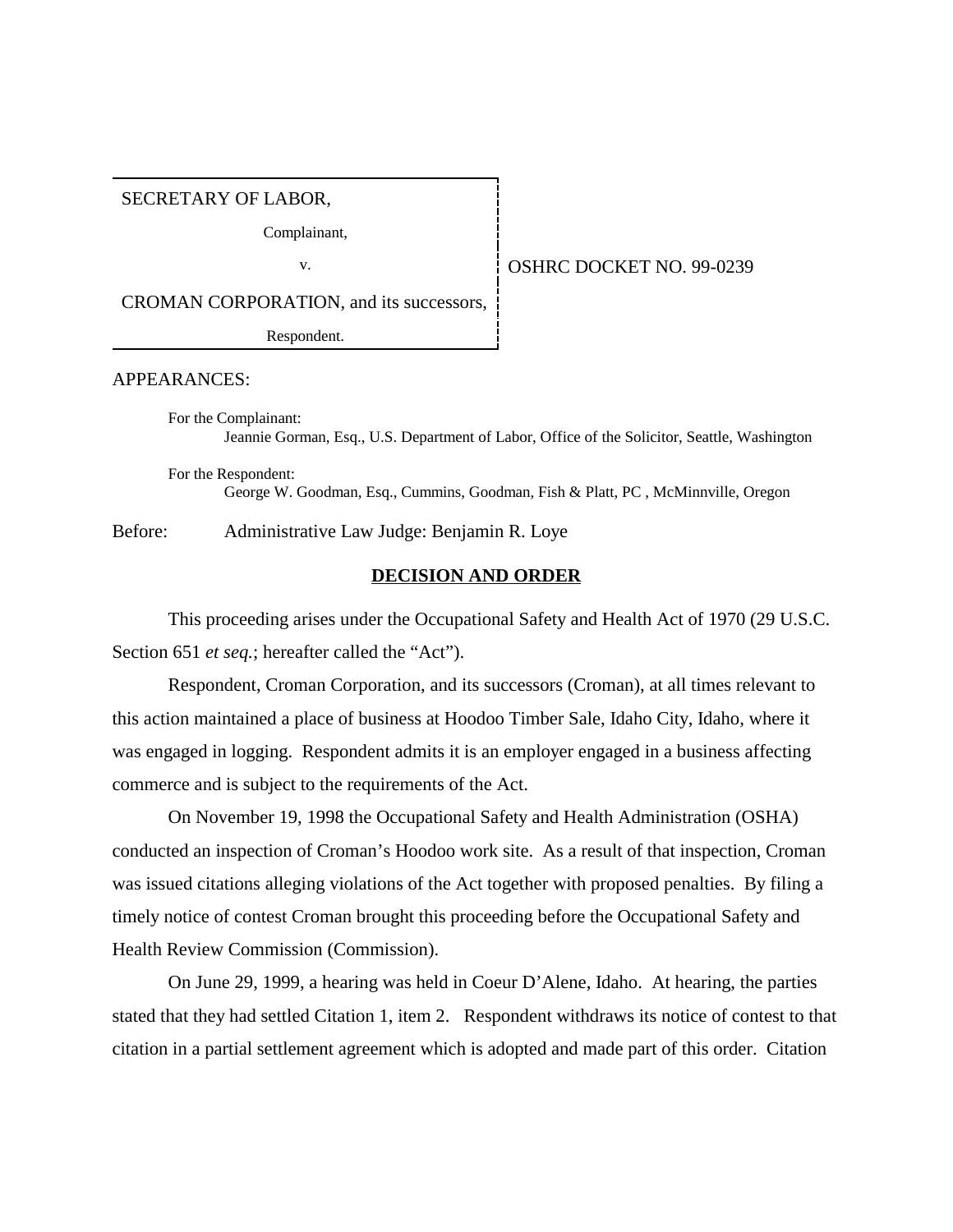SECRETARY OF LABOR,

Complainant,

v.

CROMAN CORPORATION, and its successors,

Respondent.

OSHRC DOCKET NO. 99-0239

APPEARANCES:

For the Complainant:
Jeannie Gorman, Esq., U.S. Department of Labor, Office of the Solicitor, Seattle, Washington

For the Respondent:
George W. Goodman, Esq., Cummins, Goodman, Fish & Platt, PC , McMinnville, Oregon

Before: Administrative Law Judge: Benjamin R. Loye

## DECISION AND ORDER

This proceeding arises under the Occupational Safety and Health Act of 1970 (29 U.S.C. Section 651 *et seq.*; hereafter called the "Act").

Respondent, Croman Corporation, and its successors (Croman), at all times relevant to this action maintained a place of business at Hoodoo Timber Sale, Idaho City, Idaho, where it was engaged in logging. Respondent admits it is an employer engaged in a business affecting commerce and is subject to the requirements of the Act.

On November 19, 1998 the Occupational Safety and Health Administration (OSHA) conducted an inspection of Croman's Hoodoo work site. As a result of that inspection, Croman was issued citations alleging violations of the Act together with proposed penalties. By filing a timely notice of contest Croman brought this proceeding before the Occupational Safety and Health Review Commission (Commission).

On June 29, 1999, a hearing was held in Coeur D'Alene, Idaho. At hearing, the parties stated that they had settled Citation 1, item 2. Respondent withdraws its notice of contest to that citation in a partial settlement agreement which is adopted and made part of this order. Citation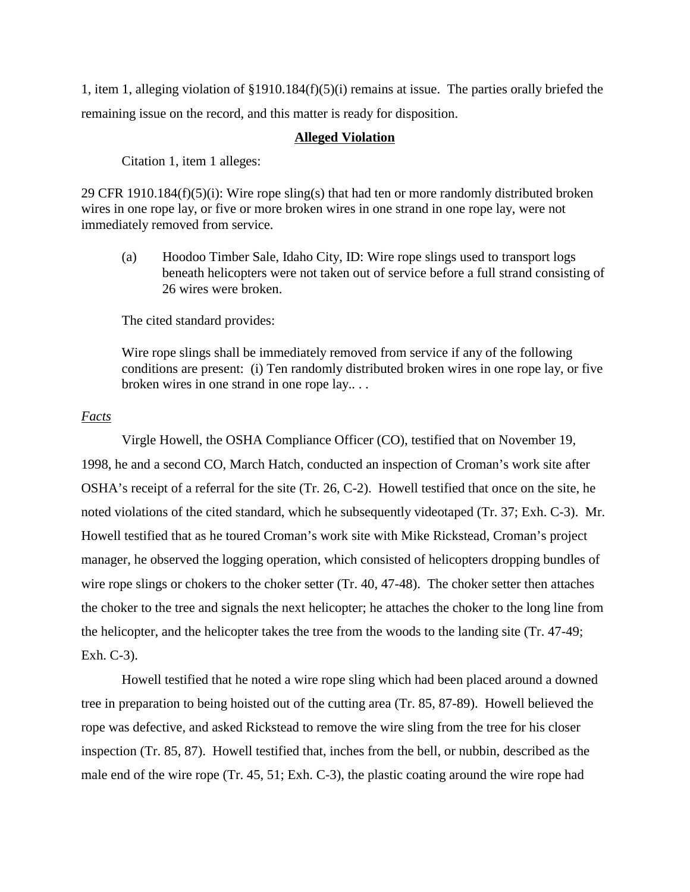1, item 1, alleging violation of §1910.184(f)(5)(i) remains at issue. The parties orally briefed the remaining issue on the record, and this matter is ready for disposition.

**Alleged Violation**

Citation 1, item 1 alleges:

29 CFR 1910.184(f)(5)(i): Wire rope sling(s) that had ten or more randomly distributed broken wires in one rope lay, or five or more broken wires in one strand in one rope lay, were not immediately removed from service.

(a) Hoodoo Timber Sale, Idaho City, ID: Wire rope slings used to transport logs beneath helicopters were not taken out of service before a full strand consisting of 26 wires were broken.

The cited standard provides:

Wire rope slings shall be immediately removed from service if any of the following conditions are present: (i) Ten randomly distributed broken wires in one rope lay, or five broken wires in one strand in one rope lay.. . .

*Facts*

Virgle Howell, the OSHA Compliance Officer (CO), testified that on November 19, 1998, he and a second CO, March Hatch, conducted an inspection of Croman's work site after OSHA's receipt of a referral for the site (Tr. 26, C-2). Howell testified that once on the site, he noted violations of the cited standard, which he subsequently videotaped (Tr. 37; Exh. C-3). Mr. Howell testified that as he toured Croman's work site with Mike Rickstead, Croman's project manager, he observed the logging operation, which consisted of helicopters dropping bundles of wire rope slings or chokers to the choker setter (Tr. 40, 47-48). The choker setter then attaches the choker to the tree and signals the next helicopter; he attaches the choker to the long line from the helicopter, and the helicopter takes the tree from the woods to the landing site (Tr. 47-49; Exh. C-3).

Howell testified that he noted a wire rope sling which had been placed around a downed tree in preparation to being hoisted out of the cutting area (Tr. 85, 87-89). Howell believed the rope was defective, and asked Rickstead to remove the wire sling from the tree for his closer inspection (Tr. 85, 87). Howell testified that, inches from the bell, or nubbin, described as the male end of the wire rope (Tr. 45, 51; Exh. C-3), the plastic coating around the wire rope had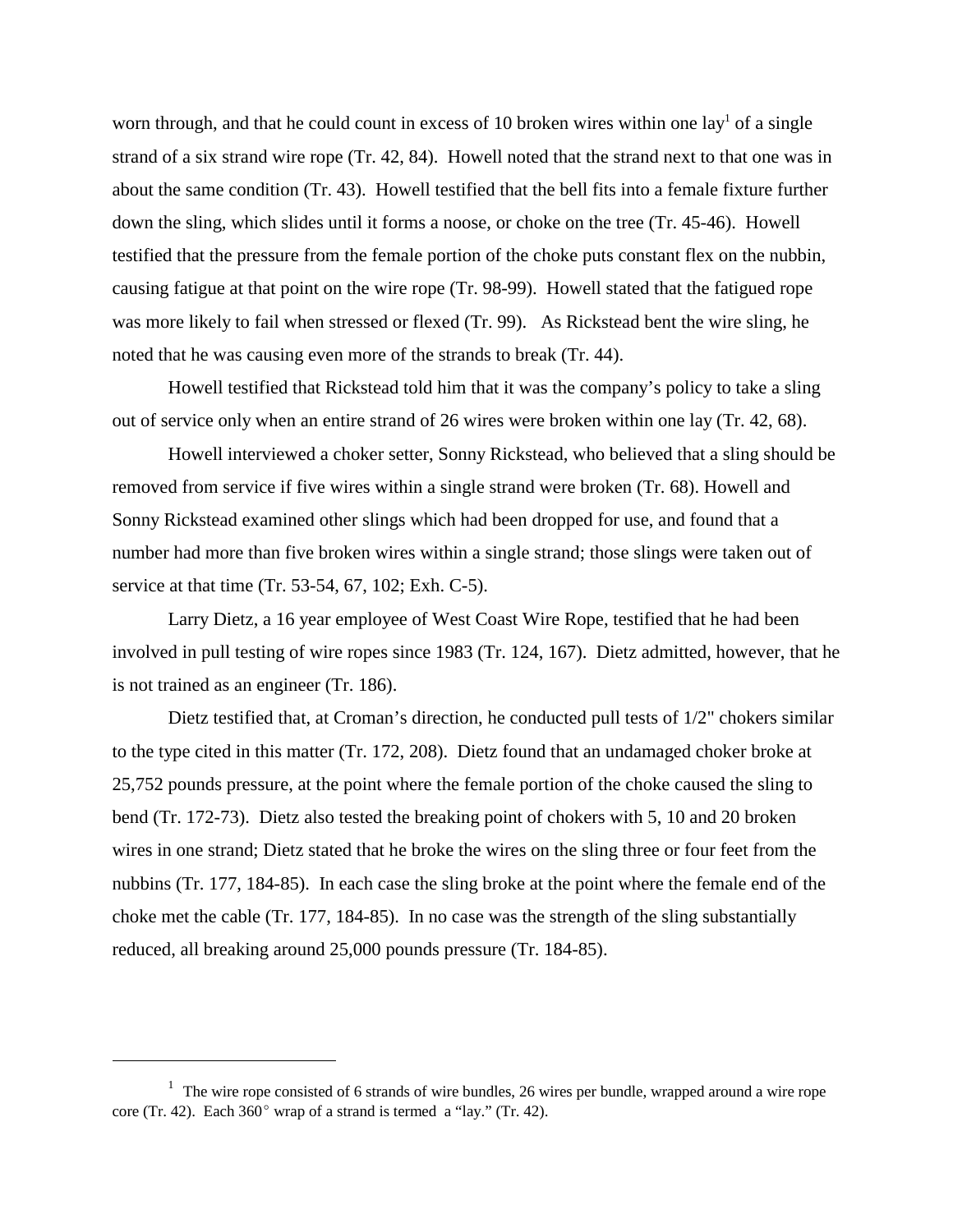worn through, and that he could count in excess of 10 broken wires within one lay[1] of a single strand of a six strand wire rope (Tr. 42, 84). Howell noted that the strand next to that one was in about the same condition (Tr. 43). Howell testified that the bell fits into a female fixture further down the sling, which slides until it forms a noose, or choke on the tree (Tr. 45-46). Howell testified that the pressure from the female portion of the choke puts constant flex on the nubbin, causing fatigue at that point on the wire rope (Tr. 98-99). Howell stated that the fatigued rope was more likely to fail when stressed or flexed (Tr. 99). As Rickstead bent the wire sling, he noted that he was causing even more of the strands to break (Tr. 44).

Howell testified that Rickstead told him that it was the company's policy to take a sling out of service only when an entire strand of 26 wires were broken within one lay (Tr. 42, 68).

Howell interviewed a choker setter, Sonny Rickstead, who believed that a sling should be removed from service if five wires within a single strand were broken (Tr. 68). Howell and Sonny Rickstead examined other slings which had been dropped for use, and found that a number had more than five broken wires within a single strand; those slings were taken out of service at that time (Tr. 53-54, 67, 102; Exh. C-5).

Larry Dietz, a 16 year employee of West Coast Wire Rope, testified that he had been involved in pull testing of wire ropes since 1983 (Tr. 124, 167). Dietz admitted, however, that he is not trained as an engineer (Tr. 186).

Dietz testified that, at Croman's direction, he conducted pull tests of 1/2" chokers similar to the type cited in this matter (Tr. 172, 208). Dietz found that an undamaged choker broke at 25,752 pounds pressure, at the point where the female portion of the choke caused the sling to bend (Tr. 172-73). Dietz also tested the breaking point of chokers with 5, 10 and 20 broken wires in one strand; Dietz stated that he broke the wires on the sling three or four feet from the nubbins (Tr. 177, 184-85). In each case the sling broke at the point where the female end of the choke met the cable (Tr. 177, 184-85). In no case was the strength of the sling substantially reduced, all breaking around 25,000 pounds pressure (Tr. 184-85).

---

[1] The wire rope consisted of 6 strands of wire bundles, 26 wires per bundle, wrapped around a wire rope core (Tr. 42). Each 360° wrap of a strand is termed a "lay." (Tr. 42).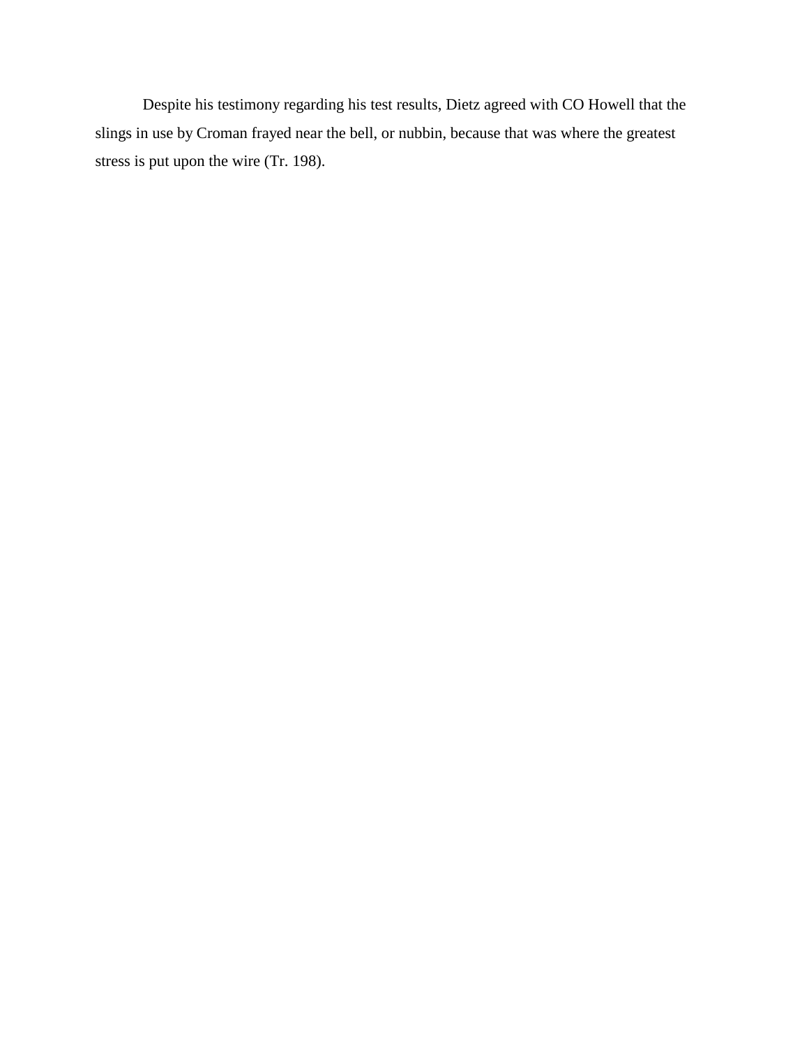Despite his testimony regarding his test results, Dietz agreed with CO Howell that the slings in use by Croman frayed near the bell, or nubbin, because that was where the greatest stress is put upon the wire (Tr. 198).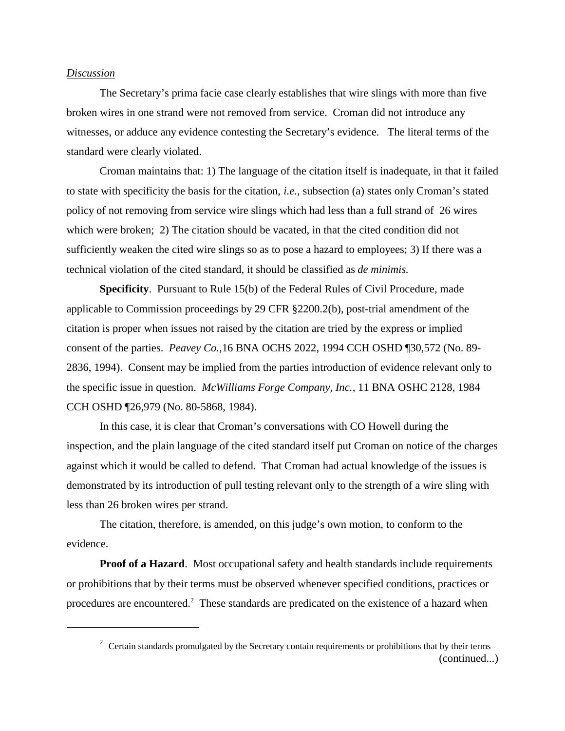*Discussion*

The Secretary's prima facie case clearly establishes that wire slings with more than five broken wires in one strand were not removed from service. Croman did not introduce any witnesses, or adduce any evidence contesting the Secretary's evidence. The literal terms of the standard were clearly violated.

Croman maintains that: 1) The language of the citation itself is inadequate, in that it failed to state with specificity the basis for the citation, *i.e.,* subsection (a) states only Croman's stated policy of not removing from service wire slings which had less than a full strand of 26 wires which were broken; 2) The citation should be vacated, in that the cited condition did not sufficiently weaken the cited wire slings so as to pose a hazard to employees; 3) If there was a technical violation of the cited standard, it should be classified as *de minimis.*

**Specificity**. Pursuant to Rule 15(b) of the Federal Rules of Civil Procedure, made applicable to Commission proceedings by 29 CFR §2200.2(b), post-trial amendment of the citation is proper when issues not raised by the citation are tried by the express or implied consent of the parties. *Peavey Co.,*16 BNA OCHS 2022, 1994 CCH OSHD ¶30,572 (No. 89-2836, 1994). Consent may be implied from the parties introduction of evidence relevant only to the specific issue in question. *McWilliams Forge Company, Inc.*, 11 BNA OSHC 2128, 1984 CCH OSHD ¶26,979 (No. 80-5868, 1984).

In this case, it is clear that Croman's conversations with CO Howell during the inspection, and the plain language of the cited standard itself put Croman on notice of the charges against which it would be called to defend. That Croman had actual knowledge of the issues is demonstrated by its introduction of pull testing relevant only to the strength of a wire sling with less than 26 broken wires per strand.

The citation, therefore, is amended, on this judge's own motion, to conform to the evidence.

**Proof of a Hazard**. Most occupational safety and health standards include requirements or prohibitions that by their terms must be observed whenever specified conditions, practices or procedures are encountered.[2] These standards are predicated on the existence of a hazard when

---

[2] Certain standards promulgated by the Secretary contain requirements or prohibitions that by their terms (continued...)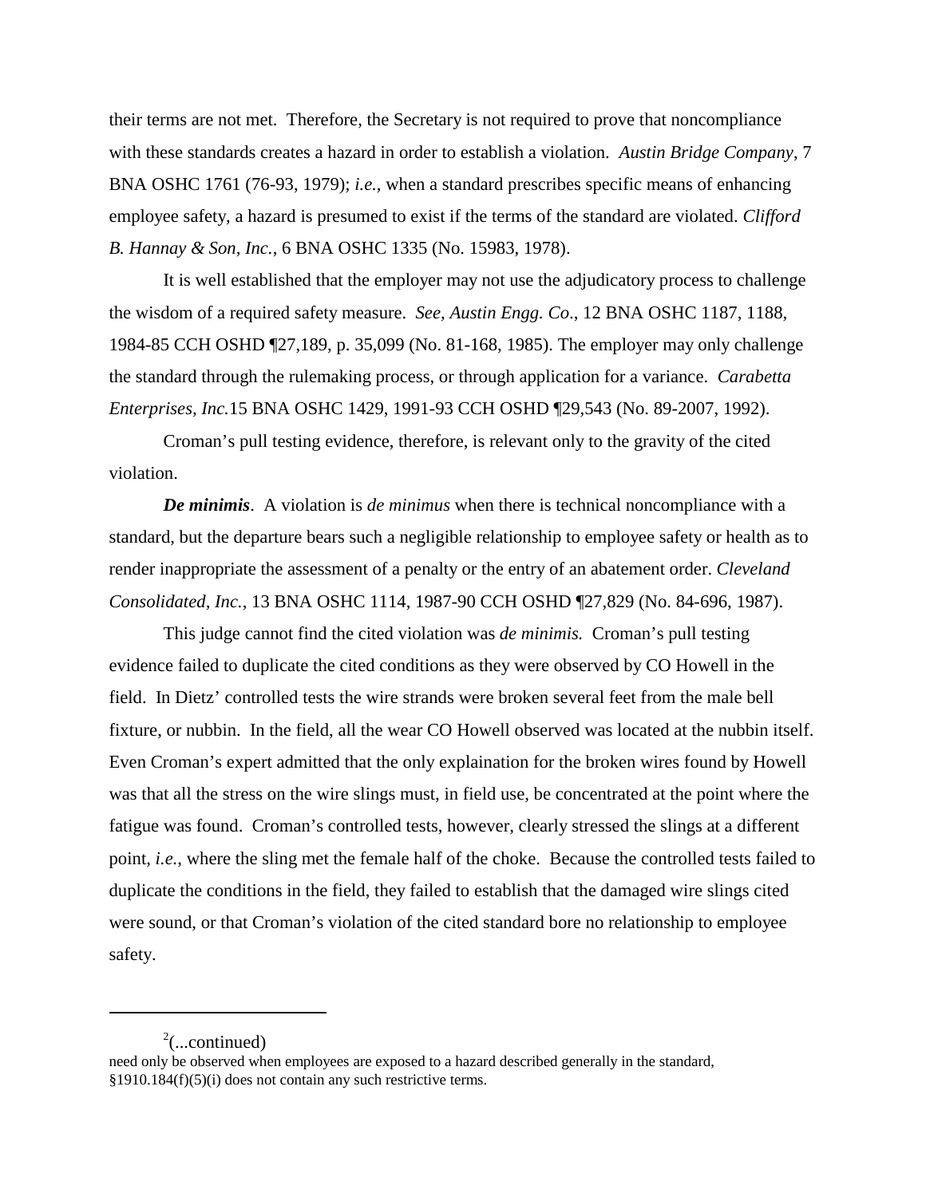their terms are not met. Therefore, the Secretary is not required to prove that noncompliance with these standards creates a hazard in order to establish a violation. *Austin Bridge Company*, 7 BNA OSHC 1761 (76-93, 1979); *i.e.*, when a standard prescribes specific means of enhancing employee safety, a hazard is presumed to exist if the terms of the standard are violated. *Clifford B. Hannay & Son, Inc.*, 6 BNA OSHC 1335 (No. 15983, 1978).

It is well established that the employer may not use the adjudicatory process to challenge the wisdom of a required safety measure. *See, Austin Engg. Co*., 12 BNA OSHC 1187, 1188, 1984-85 CCH OSHD ¶27,189, p. 35,099 (No. 81-168, 1985). The employer may only challenge the standard through the rulemaking process, or through application for a variance. *Carabetta Enterprises, Inc.*15 BNA OSHC 1429, 1991-93 CCH OSHD ¶29,543 (No. 89-2007, 1992).

Croman's pull testing evidence, therefore, is relevant only to the gravity of the cited violation.

***De minimis***. A violation is *de minimus* when there is technical noncompliance with a standard, but the departure bears such a negligible relationship to employee safety or health as to render inappropriate the assessment of a penalty or the entry of an abatement order. *Cleveland Consolidated, Inc.*, 13 BNA OSHC 1114, 1987-90 CCH OSHD ¶27,829 (No. 84-696, 1987).

This judge cannot find the cited violation was *de minimis.* Croman's pull testing evidence failed to duplicate the cited conditions as they were observed by CO Howell in the field. In Dietz' controlled tests the wire strands were broken several feet from the male bell fixture, or nubbin. In the field, all the wear CO Howell observed was located at the nubbin itself. Even Croman's expert admitted that the only explaination for the broken wires found by Howell was that all the stress on the wire slings must, in field use, be concentrated at the point where the fatigue was found. Croman's controlled tests, however, clearly stressed the slings at a different point, *i.e.*, where the sling met the female half of the choke. Because the controlled tests failed to duplicate the conditions in the field, they failed to establish that the damaged wire slings cited were sound, or that Croman's violation of the cited standard bore no relationship to employee safety.

---

[2](...continued)
need only be observed when employees are exposed to a hazard described generally in the standard, §1910.184(f)(5)(i) does not contain any such restrictive terms.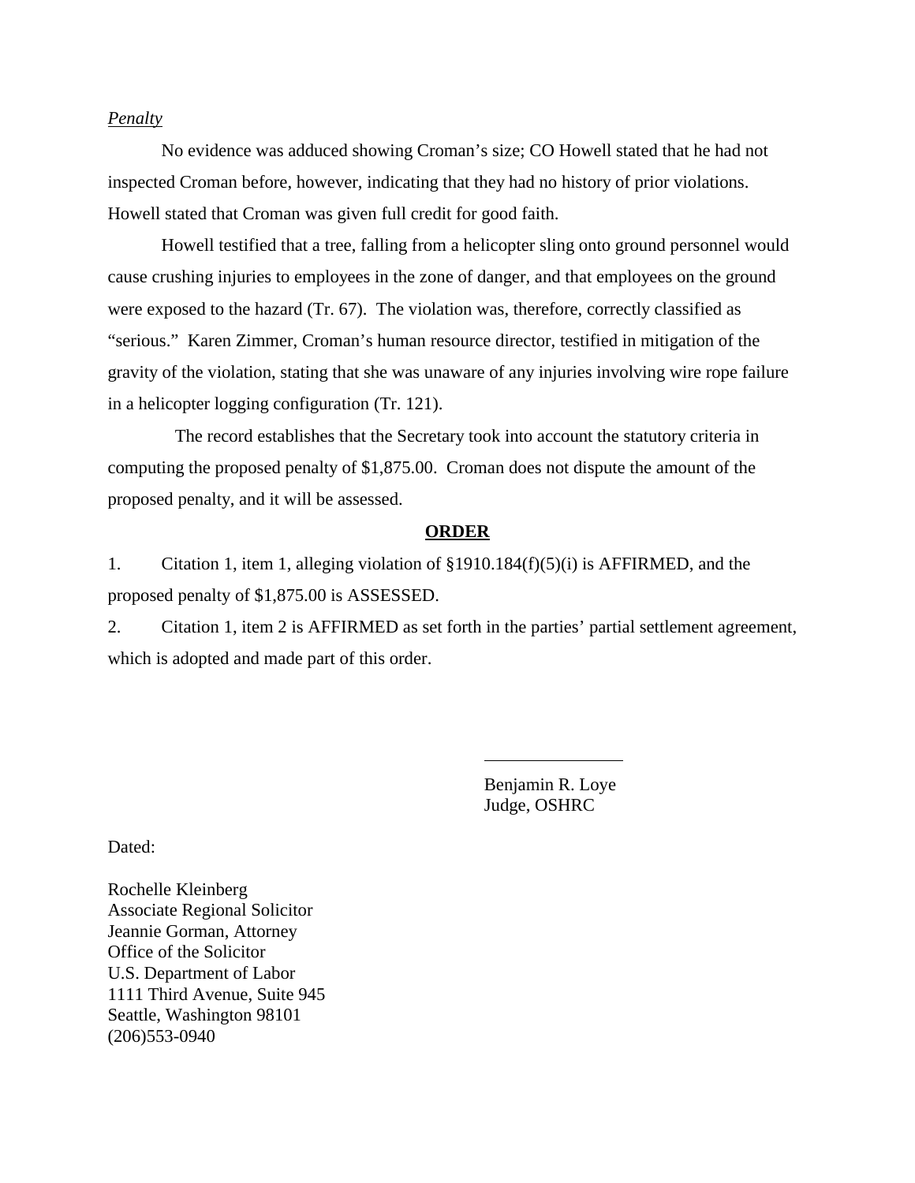*Penalty*

No evidence was adduced showing Croman's size; CO Howell stated that he had not inspected Croman before, however, indicating that they had no history of prior violations. Howell stated that Croman was given full credit for good faith.

Howell testified that a tree, falling from a helicopter sling onto ground personnel would cause crushing injuries to employees in the zone of danger, and that employees on the ground were exposed to the hazard (Tr. 67). The violation was, therefore, correctly classified as "serious." Karen Zimmer, Croman's human resource director, testified in mitigation of the gravity of the violation, stating that she was unaware of any injuries involving wire rope failure in a helicopter logging configuration (Tr. 121).

The record establishes that the Secretary took into account the statutory criteria in computing the proposed penalty of $1,875.00. Croman does not dispute the amount of the proposed penalty, and it will be assessed.

**ORDER**

1. Citation 1, item 1, alleging violation of §1910.184(f)(5)(i) is AFFIRMED, and the proposed penalty of $1,875.00 is ASSESSED.

2. Citation 1, item 2 is AFFIRMED as set forth in the parties' partial settlement agreement, which is adopted and made part of this order.

Benjamin R. Loye
Judge, OSHRC

Dated:

Rochelle Kleinberg
Associate Regional Solicitor
Jeannie Gorman, Attorney
Office of the Solicitor
U.S. Department of Labor
1111 Third Avenue, Suite 945
Seattle, Washington 98101
(206)553-0940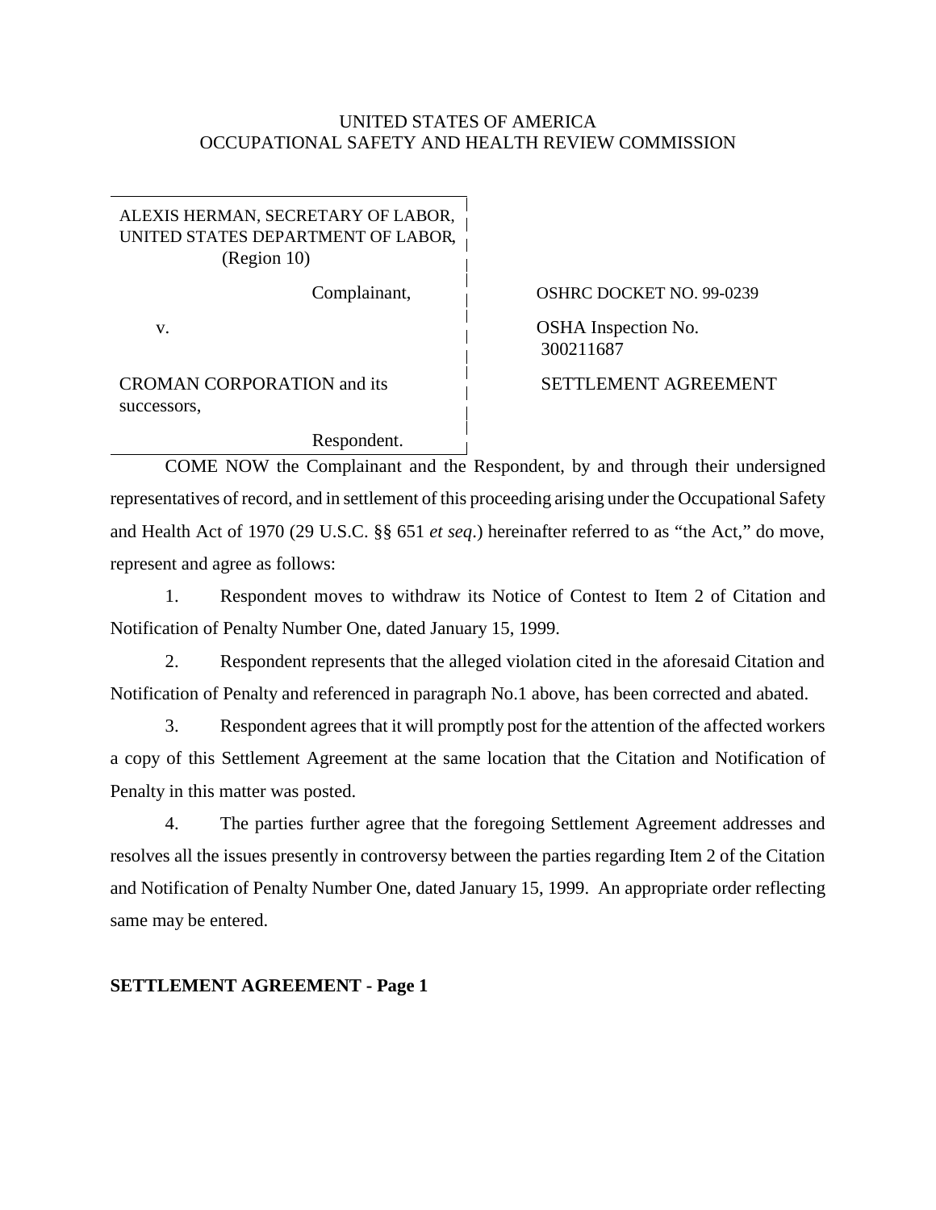UNITED STATES OF AMERICA
OCCUPATIONAL SAFETY AND HEALTH REVIEW COMMISSION

| | |
|---|---|
| ALEXIS HERMAN, SECRETARY OF LABOR, UNITED STATES DEPARTMENT OF LABOR, (Region 10) | |
| Complainant, | OSHRC DOCKET NO. 99-0239 |
| v. | OSHA Inspection No. 300211687 |
| CROMAN CORPORATION and its successors, | SETTLEMENT AGREEMENT |
| Respondent. | |

COME NOW the Complainant and the Respondent, by and through their undersigned representatives of record, and in settlement of this proceeding arising under the Occupational Safety and Health Act of 1970 (29 U.S.C. §§ 651 *et seq*.) hereinafter referred to as "the Act," do move, represent and agree as follows:

1. Respondent moves to withdraw its Notice of Contest to Item 2 of Citation and Notification of Penalty Number One, dated January 15, 1999.

2. Respondent represents that the alleged violation cited in the aforesaid Citation and Notification of Penalty and referenced in paragraph No.1 above, has been corrected and abated.

3. Respondent agrees that it will promptly post for the attention of the affected workers a copy of this Settlement Agreement at the same location that the Citation and Notification of Penalty in this matter was posted.

4. The parties further agree that the foregoing Settlement Agreement addresses and resolves all the issues presently in controversy between the parties regarding Item 2 of the Citation and Notification of Penalty Number One, dated January 15, 1999. An appropriate order reflecting same may be entered.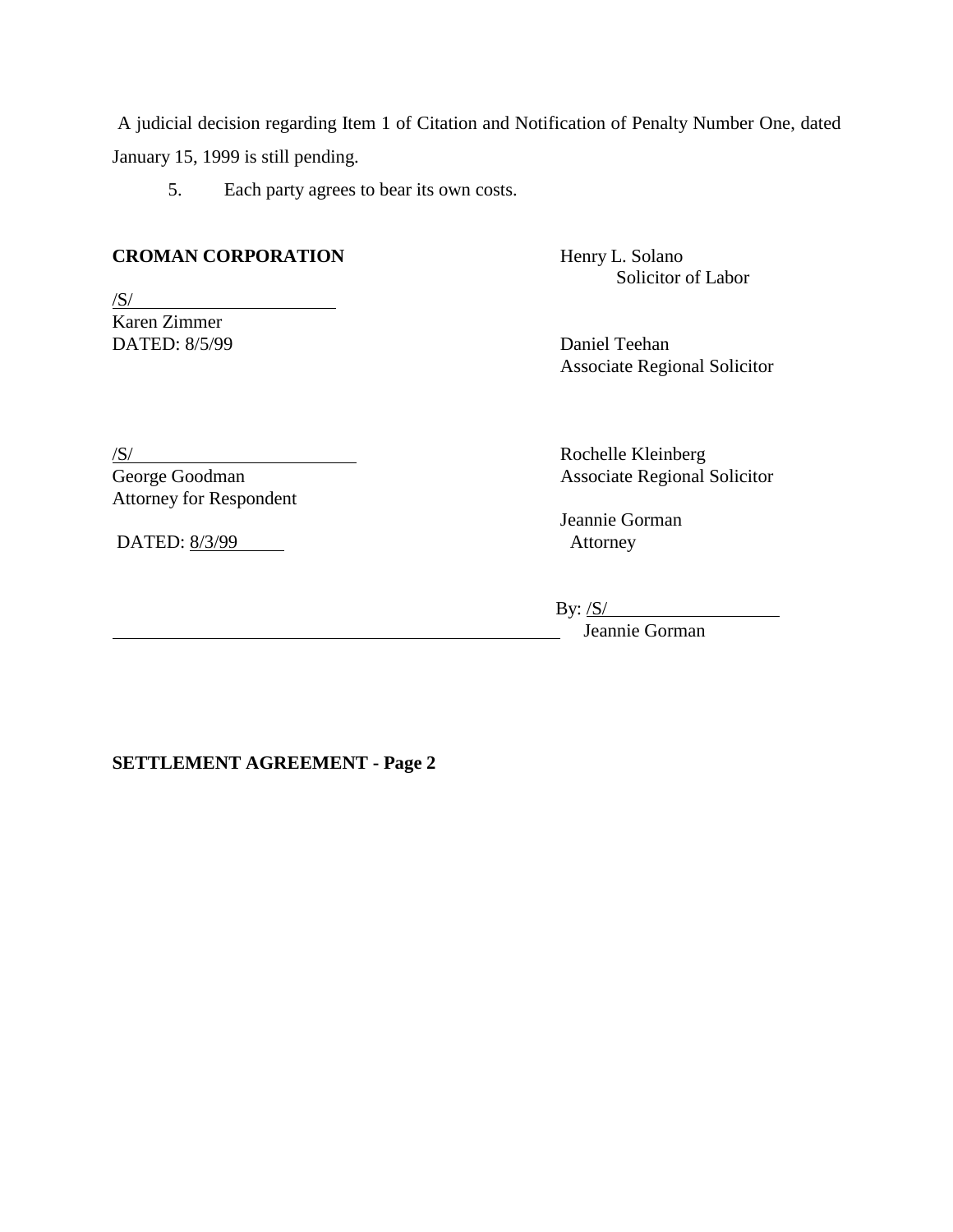A judicial decision regarding Item 1 of Citation and Notification of Penalty Number One, dated January 15, 1999 is still pending.

5. Each party agrees to bear its own costs.

| | |
|---|---|
| **CROMAN CORPORATION** | Henry L. Solano<br>Solicitor of Labor |
| /S/<br>Karen Zimmer<br>DATED: 8/5/99 | Daniel Teehan<br>Associate Regional Solicitor |
| /S/<br>George Goodman<br>Attorney for Respondent<br><br>DATED: 8/3/99 | Rochelle Kleinberg<br>Associate Regional Solicitor<br><br>Jeannie Gorman<br>Attorney |
| | By: /S/<br>Jeannie Gorman |

**SETTLEMENT AGREEMENT - Page 2**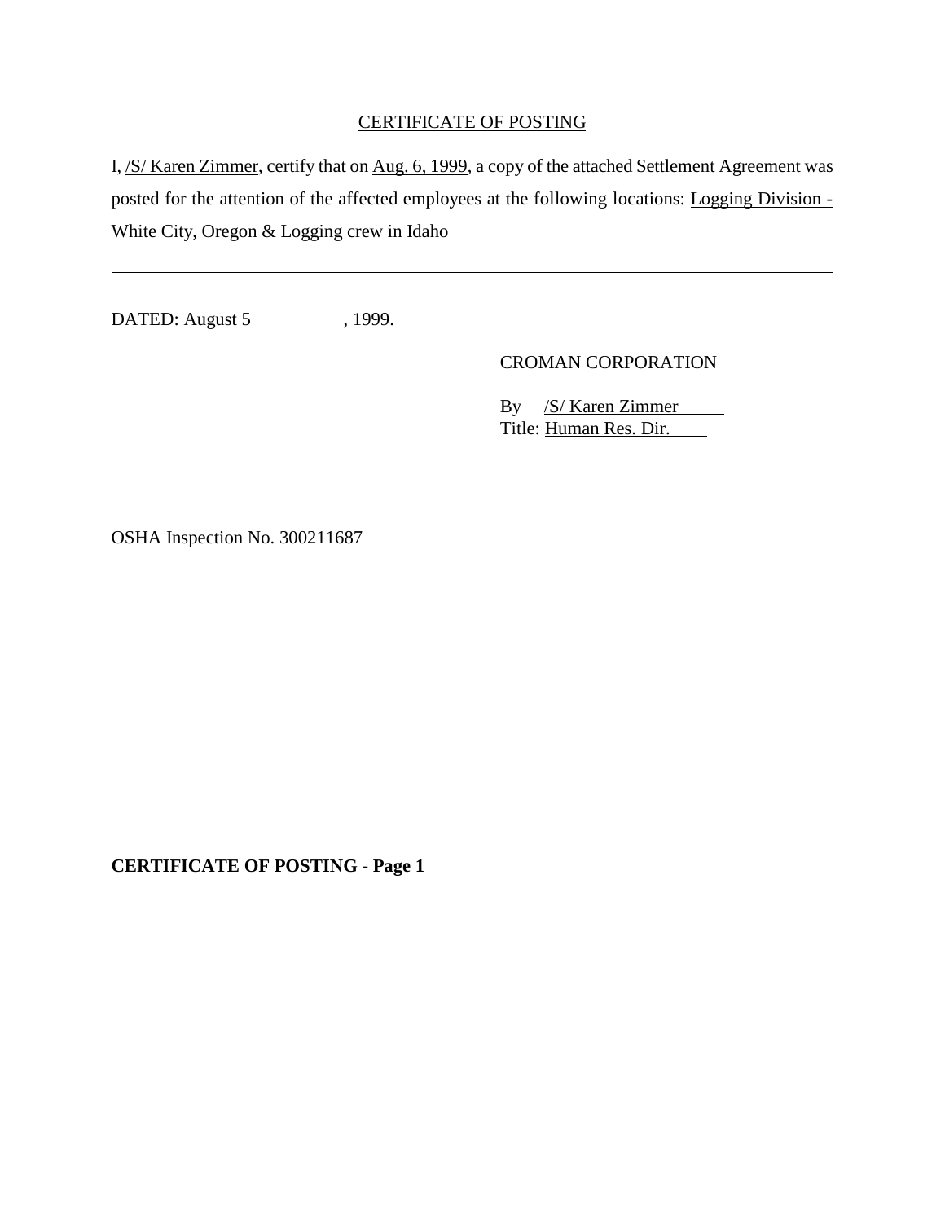CERTIFICATE OF POSTING

I, /S/ Karen Zimmer, certify that on Aug. 6, 1999, a copy of the attached Settlement Agreement was posted for the attention of the affected employees at the following locations: Logging Division - White City, Oregon & Logging crew in Idaho

DATED: August 5, 1999.

CROMAN CORPORATION

By /S/ Karen Zimmer
Title: Human Res. Dir.

OSHA Inspection No. 300211687

**CERTIFICATE OF POSTING - Page 1**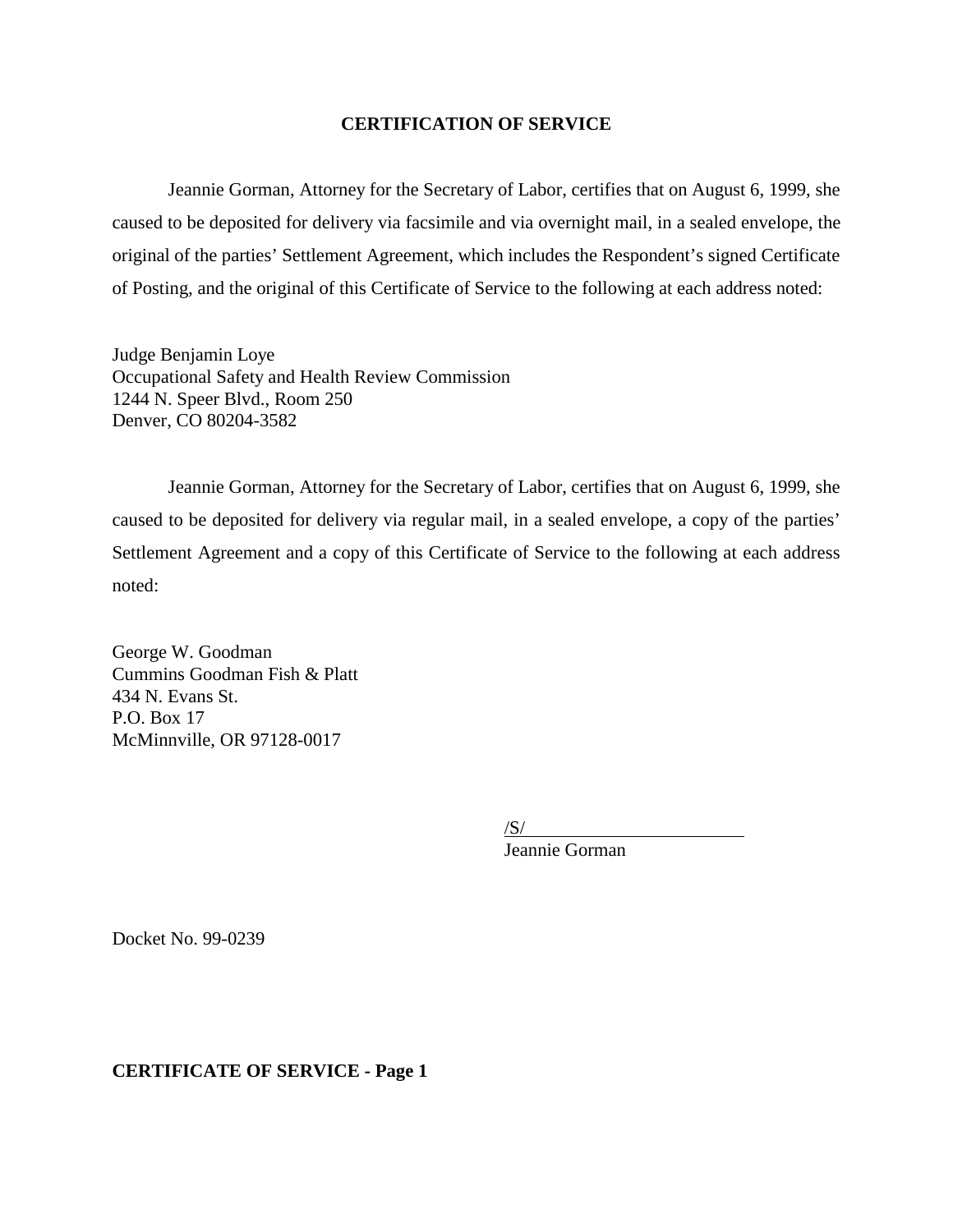## CERTIFICATION OF SERVICE

Jeannie Gorman, Attorney for the Secretary of Labor, certifies that on August 6, 1999, she caused to be deposited for delivery via facsimile and via overnight mail, in a sealed envelope, the original of the parties' Settlement Agreement, which includes the Respondent's signed Certificate of Posting, and the original of this Certificate of Service to the following at each address noted:

Judge Benjamin Loye
Occupational Safety and Health Review Commission
1244 N. Speer Blvd., Room 250
Denver, CO 80204-3582

Jeannie Gorman, Attorney for the Secretary of Labor, certifies that on August 6, 1999, she caused to be deposited for delivery via regular mail, in a sealed envelope, a copy of the parties' Settlement Agreement and a copy of this Certificate of Service to the following at each address noted:

George W. Goodman
Cummins Goodman Fish & Platt
434 N. Evans St.
P.O. Box 17
McMinnville, OR 97128-0017

/S/
Jeannie Gorman

Docket No. 99-0239

**CERTIFICATE OF SERVICE - Page 1**